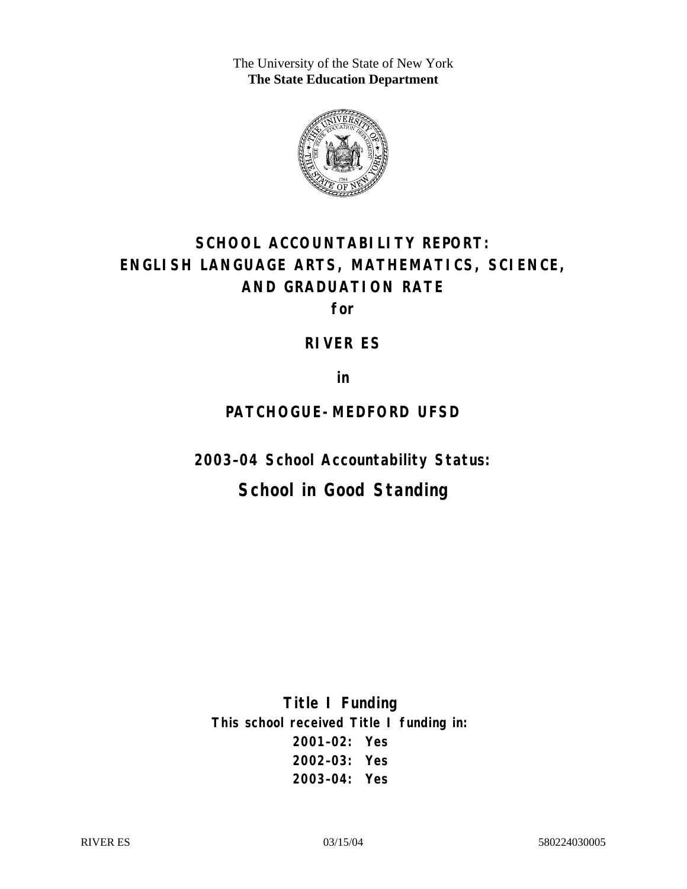The University of the State of New York
**The State Education Department**

# SCHOOL ACCOUNTABILITY REPORT: ENGLISH LANGUAGE ARTS, MATHEMATICS, SCIENCE, AND GRADUATION RATE

**for**

## RIVER ES

**in**

## PATCHOGUE-MEDFORD UFSD

### 2003–04 School Accountability Status:

## School in Good Standing

**Title I Funding**

**This school received Title I funding in:**

**2001–02: Yes**

**2002–03: Yes**

**2003–04: Yes**

RIVER ES 03/15/04 580224030005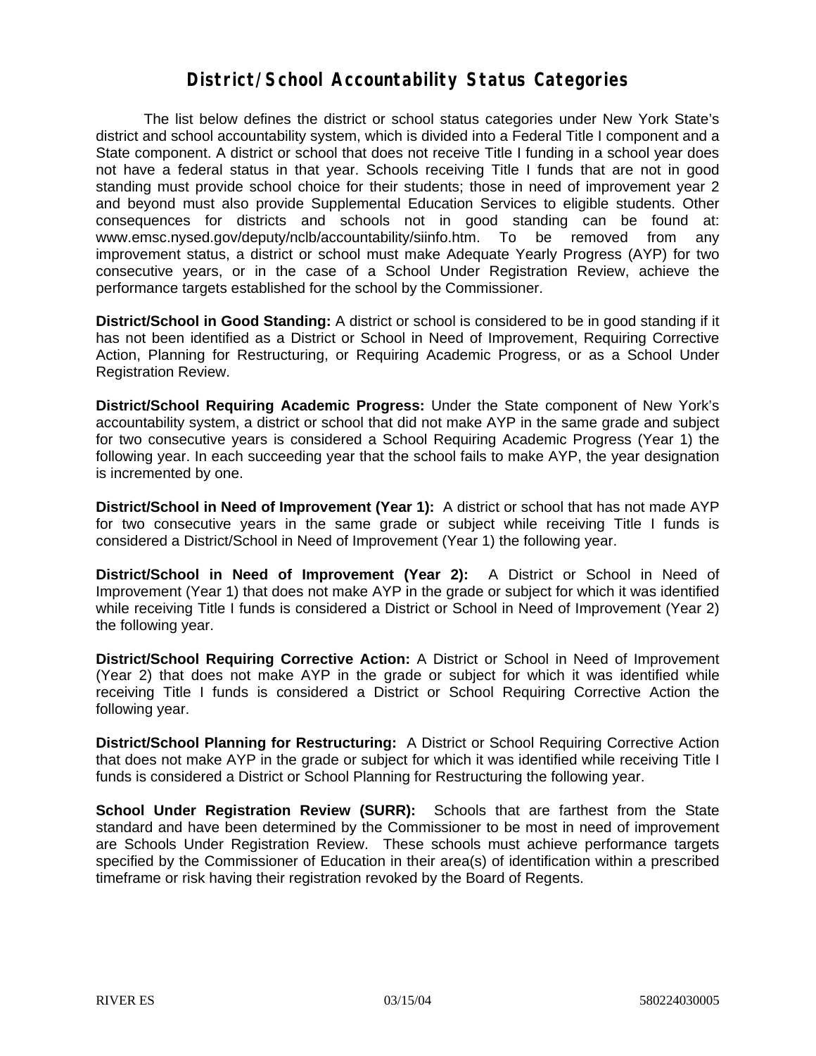# District/School Accountability Status Categories

The list below defines the district or school status categories under New York State's district and school accountability system, which is divided into a Federal Title I component and a State component. A district or school that does not receive Title I funding in a school year does not have a federal status in that year. Schools receiving Title I funds that are not in good standing must provide school choice for their students; those in need of improvement year 2 and beyond must also provide Supplemental Education Services to eligible students. Other consequences for districts and schools not in good standing can be found at: www.emsc.nysed.gov/deputy/nclb/accountability/siinfo.htm. To be removed from any improvement status, a district or school must make Adequate Yearly Progress (AYP) for two consecutive years, or in the case of a School Under Registration Review, achieve the performance targets established for the school by the Commissioner.

**District/School in Good Standing:** A district or school is considered to be in good standing if it has not been identified as a District or School in Need of Improvement, Requiring Corrective Action, Planning for Restructuring, or Requiring Academic Progress, or as a School Under Registration Review.

**District/School Requiring Academic Progress:** Under the State component of New York's accountability system, a district or school that did not make AYP in the same grade and subject for two consecutive years is considered a School Requiring Academic Progress (Year 1) the following year. In each succeeding year that the school fails to make AYP, the year designation is incremented by one.

**District/School in Need of Improvement (Year 1):** A district or school that has not made AYP for two consecutive years in the same grade or subject while receiving Title I funds is considered a District/School in Need of Improvement (Year 1) the following year.

**District/School in Need of Improvement (Year 2):** A District or School in Need of Improvement (Year 1) that does not make AYP in the grade or subject for which it was identified while receiving Title I funds is considered a District or School in Need of Improvement (Year 2) the following year.

**District/School Requiring Corrective Action:** A District or School in Need of Improvement (Year 2) that does not make AYP in the grade or subject for which it was identified while receiving Title I funds is considered a District or School Requiring Corrective Action the following year.

**District/School Planning for Restructuring:** A District or School Requiring Corrective Action that does not make AYP in the grade or subject for which it was identified while receiving Title I funds is considered a District or School Planning for Restructuring the following year.

**School Under Registration Review (SURR):** Schools that are farthest from the State standard and have been determined by the Commissioner to be most in need of improvement are Schools Under Registration Review. These schools must achieve performance targets specified by the Commissioner of Education in their area(s) of identification within a prescribed timeframe or risk having their registration revoked by the Board of Regents.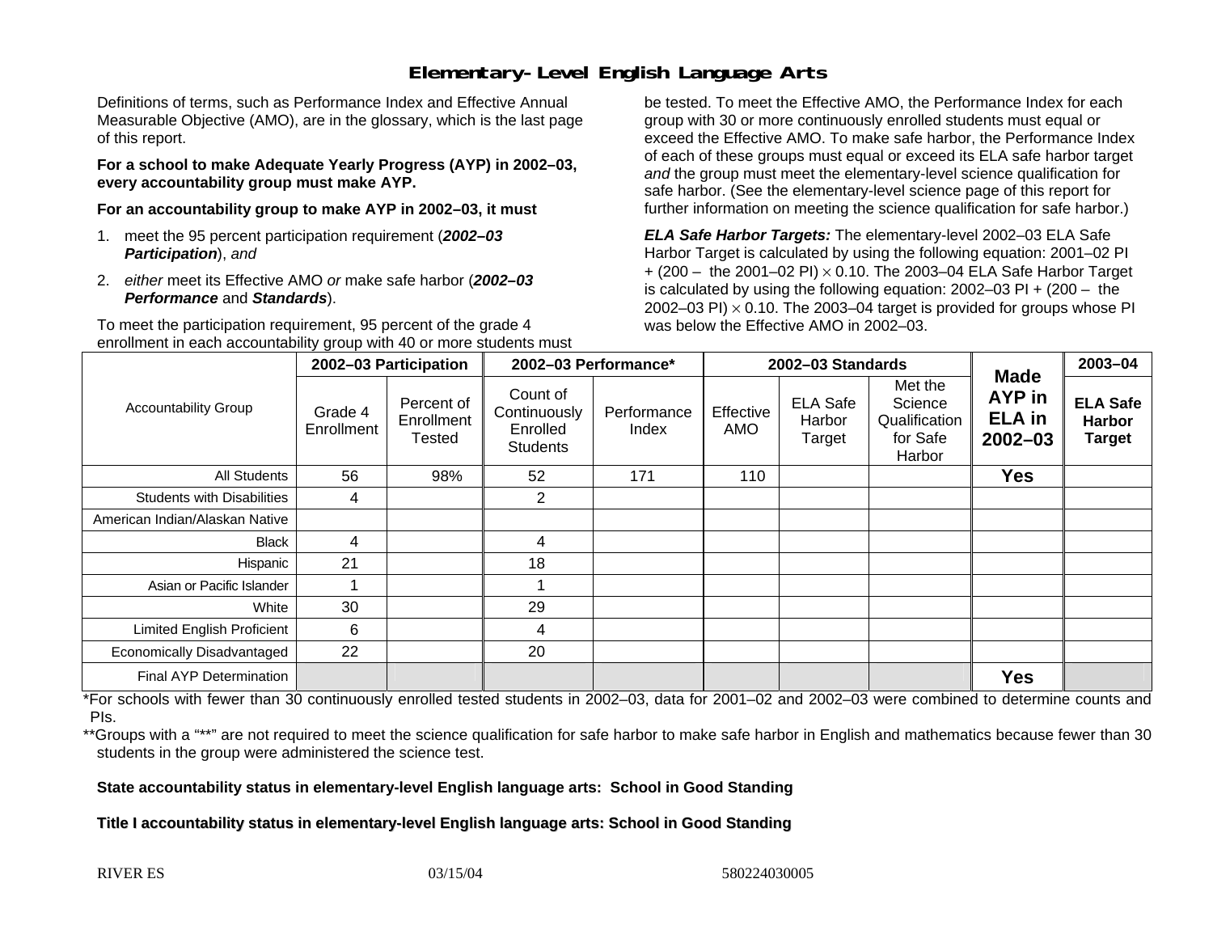# Elementary-Level English Language Arts

Definitions of terms, such as Performance Index and Effective Annual Measurable Objective (AMO), are in the glossary, which is the last page of this report.

**For a school to make Adequate Yearly Progress (AYP) in 2002–03, every accountability group must make AYP.**

**For an accountability group to make AYP in 2002–03, it must**

1. meet the 95 percent participation requirement (***2002–03 Participation***), *and*
2. *either* meet its Effective AMO *or* make safe harbor (***2002–03 Performance*** and ***Standards***).

To meet the participation requirement, 95 percent of the grade 4 enrollment in each accountability group with 40 or more students must be tested. To meet the Effective AMO, the Performance Index for each group with 30 or more continuously enrolled students must equal or exceed the Effective AMO. To make safe harbor, the Performance Index of each of these groups must equal or exceed its ELA safe harbor target *and* the group must meet the elementary-level science qualification for safe harbor. (See the elementary-level science page of this report for further information on meeting the science qualification for safe harbor.)

***ELA Safe Harbor Targets:*** The elementary-level 2002–03 ELA Safe Harbor Target is calculated by using the following equation: 2001–02 PI + (200 – the 2001–02 PI) $\times$ 0.10. The 2003–04 ELA Safe Harbor Target is calculated by using the following equation: 2002–03 PI + (200 – the 2002–03 PI) $\times$ 0.10. The 2003–04 target is provided for groups whose PI was below the Effective AMO in 2002–03.

| Accountability Group | 2002–03 Participation | | 2002–03 Performance* | | 2002–03 Standards | | | Made AYP in ELA in 2002–03 | 2003–04 |
|---|---|---|---|---|---|---|---|---|---|
| | Grade 4 Enrollment | Percent of Enrollment Tested | Count of Continuously Enrolled Students | Performance Index | Effective AMO | ELA Safe Harbor Target | Met the Science Qualification for Safe Harbor | | ELA Safe Harbor Target |
| All Students | 56 | 98% | 52 | 171 | 110 | | | **Yes** | |
| Students with Disabilities | 4 | | 2 | | | | | | |
| American Indian/Alaskan Native | | | | | | | | | |
| Black | 4 | | 4 | | | | | | |
| Hispanic | 21 | | 18 | | | | | | |
| Asian or Pacific Islander | 1 | | 1 | | | | | | |
| White | 30 | | 29 | | | | | | |
| Limited English Proficient | 6 | | 4 | | | | | | |
| Economically Disadvantaged | 22 | | 20 | | | | | | |
| Final AYP Determination | | | | | | | | **Yes** | |

*For schools with fewer than 30 continuously enrolled tested students in 2002–03, data for 2001–02 and 2002–03 were combined to determine counts and PIs.

**Groups with a "**" are not required to meet the science qualification for safe harbor to make safe harbor in English and mathematics because fewer than 30 students in the group were administered the science test.

**State accountability status in elementary-level English language arts: School in Good Standing**

**Title I accountability status in elementary-level English language arts: School in Good Standing**

RIVER ES 03/15/04 580224030005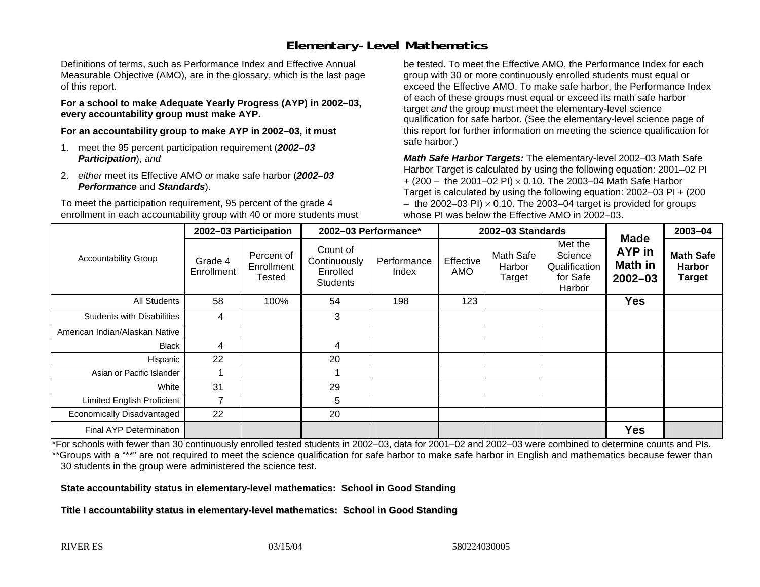## Elementary-Level Mathematics

Definitions of terms, such as Performance Index and Effective Annual Measurable Objective (AMO), are in the glossary, which is the last page of this report.

**For a school to make Adequate Yearly Progress (AYP) in 2002–03, every accountability group must make AYP.**

**For an accountability group to make AYP in 2002–03, it must**

1. meet the 95 percent participation requirement (***2002–03 Participation***), *and*
2. *either* meet its Effective AMO *or* make safe harbor (***2002–03 Performance*** and ***Standards***).

To meet the participation requirement, 95 percent of the grade 4 enrollment in each accountability group with 40 or more students must be tested. To meet the Effective AMO, the Performance Index for each group with 30 or more continuously enrolled students must equal or exceed the Effective AMO. To make safe harbor, the Performance Index of each of these groups must equal or exceed its math safe harbor target *and* the group must meet the elementary-level science qualification for safe harbor. (See the elementary-level science page of this report for further information on meeting the science qualification for safe harbor.)

***Math Safe Harbor Targets:*** The elementary-level 2002–03 Math Safe Harbor Target is calculated by using the following equation: 2001–02 PI + (200 – the 2001–02 PI) $\times$ 0.10. The 2003–04 Math Safe Harbor Target is calculated by using the following equation: 2002–03 PI + (200 – the 2002–03 PI) $\times$ 0.10. The 2003–04 target is provided for groups whose PI was below the Effective AMO in 2002–03.

| Accountability Group | 2002–03 Participation | | 2002–03 Performance* | | 2002–03 Standards | | | Made AYP in Math in 2002–03 | 2003–04 |
|---|---|---|---|---|---|---|---|---|---|
| | Grade 4 Enrollment | Percent of Enrollment Tested | Count of Continuously Enrolled Students | Performance Index | Effective AMO | Math Safe Harbor Target | Met the Science Qualification for Safe Harbor | | Math Safe Harbor Target |
| All Students | 58 | 100% | 54 | 198 | 123 | | | **Yes** | |
| Students with Disabilities | 4 | | 3 | | | | | | |
| American Indian/Alaskan Native | | | | | | | | | |
| Black | 4 | | 4 | | | | | | |
| Hispanic | 22 | | 20 | | | | | | |
| Asian or Pacific Islander | 1 | | 1 | | | | | | |
| White | 31 | | 29 | | | | | | |
| Limited English Proficient | 7 | | 5 | | | | | | |
| Economically Disadvantaged | 22 | | 20 | | | | | | |
| Final AYP Determination | | | | | | | | **Yes** | |

*For schools with fewer than 30 continuously enrolled tested students in 2002–03, data for 2001–02 and 2002–03 were combined to determine counts and PIs.

**Groups with a "**" are not required to meet the science qualification for safe harbor to make safe harbor in English and mathematics because fewer than 30 students in the group were administered the science test.

**State accountability status in elementary-level mathematics: School in Good Standing**

**Title I accountability status in elementary-level mathematics: School in Good Standing**

RIVER ES 03/15/04 580224030005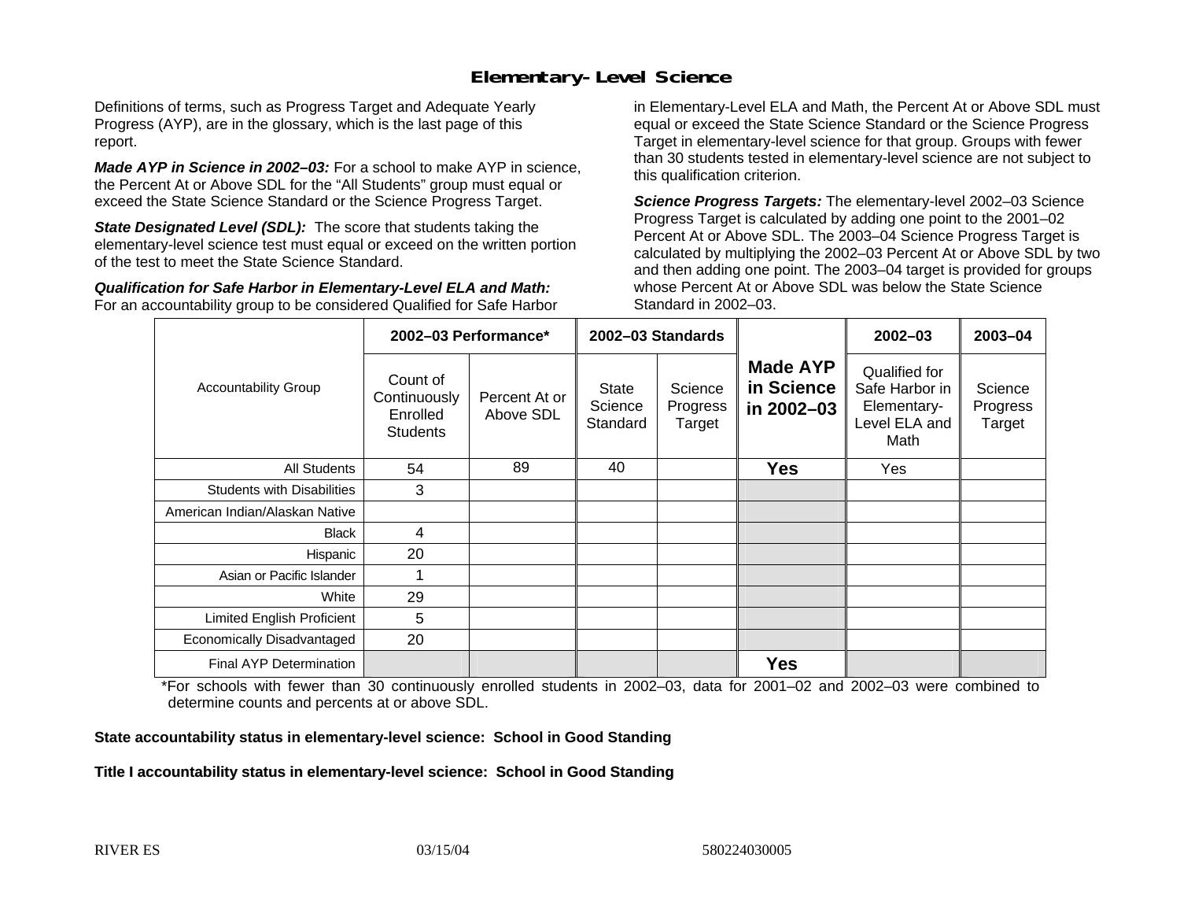# Elementary-Level Science

Definitions of terms, such as Progress Target and Adequate Yearly Progress (AYP), are in the glossary, which is the last page of this report.

***Made AYP in Science in 2002–03:*** For a school to make AYP in science, the Percent At or Above SDL for the "All Students" group must equal or exceed the State Science Standard or the Science Progress Target.

***State Designated Level (SDL):*** The score that students taking the elementary-level science test must equal or exceed on the written portion of the test to meet the State Science Standard.

***Qualification for Safe Harbor in Elementary-Level ELA and Math:*** For an accountability group to be considered Qualified for Safe Harbor in Elementary-Level ELA and Math, the Percent At or Above SDL must equal or exceed the State Science Standard or the Science Progress Target in elementary-level science for that group. Groups with fewer than 30 students tested in elementary-level science are not subject to this qualification criterion.

***Science Progress Targets:*** The elementary-level 2002–03 Science Progress Target is calculated by adding one point to the 2001–02 Percent At or Above SDL. The 2003–04 Science Progress Target is calculated by multiplying the 2002–03 Percent At or Above SDL by two and then adding one point. The 2003–04 target is provided for groups whose Percent At or Above SDL was below the State Science Standard in 2002–03.

| Accountability Group | 2002–03 Performance* | | 2002–03 Standards | | Made AYP in Science in 2002–03 | 2002–03 | 2003–04 |
|---|---|---|---|---|---|---|---|
| | Count of Continuously Enrolled Students | Percent At or Above SDL | State Science Standard | Science Progress Target | | Qualified for Safe Harbor in Elementary-Level ELA and Math | Science Progress Target |
| All Students | 54 | 89 | 40 | | **Yes** | Yes | |
| Students with Disabilities | 3 | | | | | | |
| American Indian/Alaskan Native | | | | | | | |
| Black | 4 | | | | | | |
| Hispanic | 20 | | | | | | |
| Asian or Pacific Islander | 1 | | | | | | |
| White | 29 | | | | | | |
| Limited English Proficient | 5 | | | | | | |
| Economically Disadvantaged | 20 | | | | | | |
| Final AYP Determination | | | | | **Yes** | | |

*For schools with fewer than 30 continuously enrolled students in 2002–03, data for 2001–02 and 2002–03 were combined to determine counts and percents at or above SDL.

**State accountability status in elementary-level science: School in Good Standing**

**Title I accountability status in elementary-level science: School in Good Standing**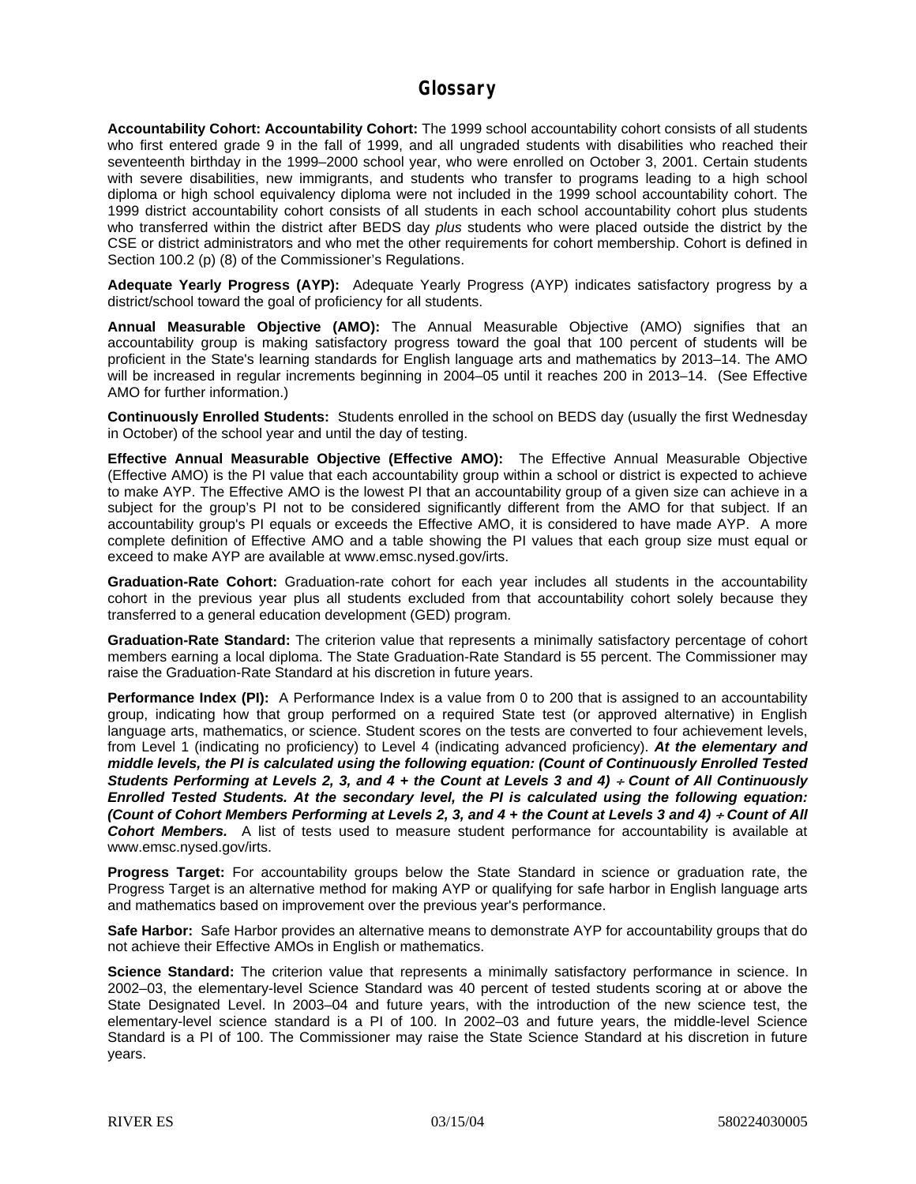# Glossary

**Accountability Cohort: Accountability Cohort:** The 1999 school accountability cohort consists of all students who first entered grade 9 in the fall of 1999, and all ungraded students with disabilities who reached their seventeenth birthday in the 1999–2000 school year, who were enrolled on October 3, 2001. Certain students with severe disabilities, new immigrants, and students who transfer to programs leading to a high school diploma or high school equivalency diploma were not included in the 1999 school accountability cohort. The 1999 district accountability cohort consists of all students in each school accountability cohort plus students who transferred within the district after BEDS day *plus* students who were placed outside the district by the CSE or district administrators and who met the other requirements for cohort membership. Cohort is defined in Section 100.2 (p) (8) of the Commissioner's Regulations.

**Adequate Yearly Progress (AYP):** Adequate Yearly Progress (AYP) indicates satisfactory progress by a district/school toward the goal of proficiency for all students.

**Annual Measurable Objective (AMO):** The Annual Measurable Objective (AMO) signifies that an accountability group is making satisfactory progress toward the goal that 100 percent of students will be proficient in the State's learning standards for English language arts and mathematics by 2013–14. The AMO will be increased in regular increments beginning in 2004–05 until it reaches 200 in 2013–14. (See Effective AMO for further information.)

**Continuously Enrolled Students:** Students enrolled in the school on BEDS day (usually the first Wednesday in October) of the school year and until the day of testing.

**Effective Annual Measurable Objective (Effective AMO):** The Effective Annual Measurable Objective (Effective AMO) is the PI value that each accountability group within a school or district is expected to achieve to make AYP. The Effective AMO is the lowest PI that an accountability group of a given size can achieve in a subject for the group's PI not to be considered significantly different from the AMO for that subject. If an accountability group's PI equals or exceeds the Effective AMO, it is considered to have made AYP. A more complete definition of Effective AMO and a table showing the PI values that each group size must equal or exceed to make AYP are available at www.emsc.nysed.gov/irts.

**Graduation-Rate Cohort:** Graduation-rate cohort for each year includes all students in the accountability cohort in the previous year plus all students excluded from that accountability cohort solely because they transferred to a general education development (GED) program.

**Graduation-Rate Standard:** The criterion value that represents a minimally satisfactory percentage of cohort members earning a local diploma. The State Graduation-Rate Standard is 55 percent. The Commissioner may raise the Graduation-Rate Standard at his discretion in future years.

**Performance Index (PI):** A Performance Index is a value from 0 to 200 that is assigned to an accountability group, indicating how that group performed on a required State test (or approved alternative) in English language arts, mathematics, or science. Student scores on the tests are converted to four achievement levels, from Level 1 (indicating no proficiency) to Level 4 (indicating advanced proficiency). ***At the elementary and middle levels, the PI is calculated using the following equation: (Count of Continuously Enrolled Tested Students Performing at Levels 2, 3, and 4 + the Count at Levels 3 and 4) ÷ Count of All Continuously Enrolled Tested Students. At the secondary level, the PI is calculated using the following equation: (Count of Cohort Members Performing at Levels 2, 3, and 4 + the Count at Levels 3 and 4) ÷ Count of All Cohort Members.*** A list of tests used to measure student performance for accountability is available at www.emsc.nysed.gov/irts.

**Progress Target:** For accountability groups below the State Standard in science or graduation rate, the Progress Target is an alternative method for making AYP or qualifying for safe harbor in English language arts and mathematics based on improvement over the previous year's performance.

**Safe Harbor:** Safe Harbor provides an alternative means to demonstrate AYP for accountability groups that do not achieve their Effective AMOs in English or mathematics.

**Science Standard:** The criterion value that represents a minimally satisfactory performance in science. In 2002–03, the elementary-level Science Standard was 40 percent of tested students scoring at or above the State Designated Level. In 2003–04 and future years, with the introduction of the new science test, the elementary-level science standard is a PI of 100. In 2002–03 and future years, the middle-level Science Standard is a PI of 100. The Commissioner may raise the State Science Standard at his discretion in future years.